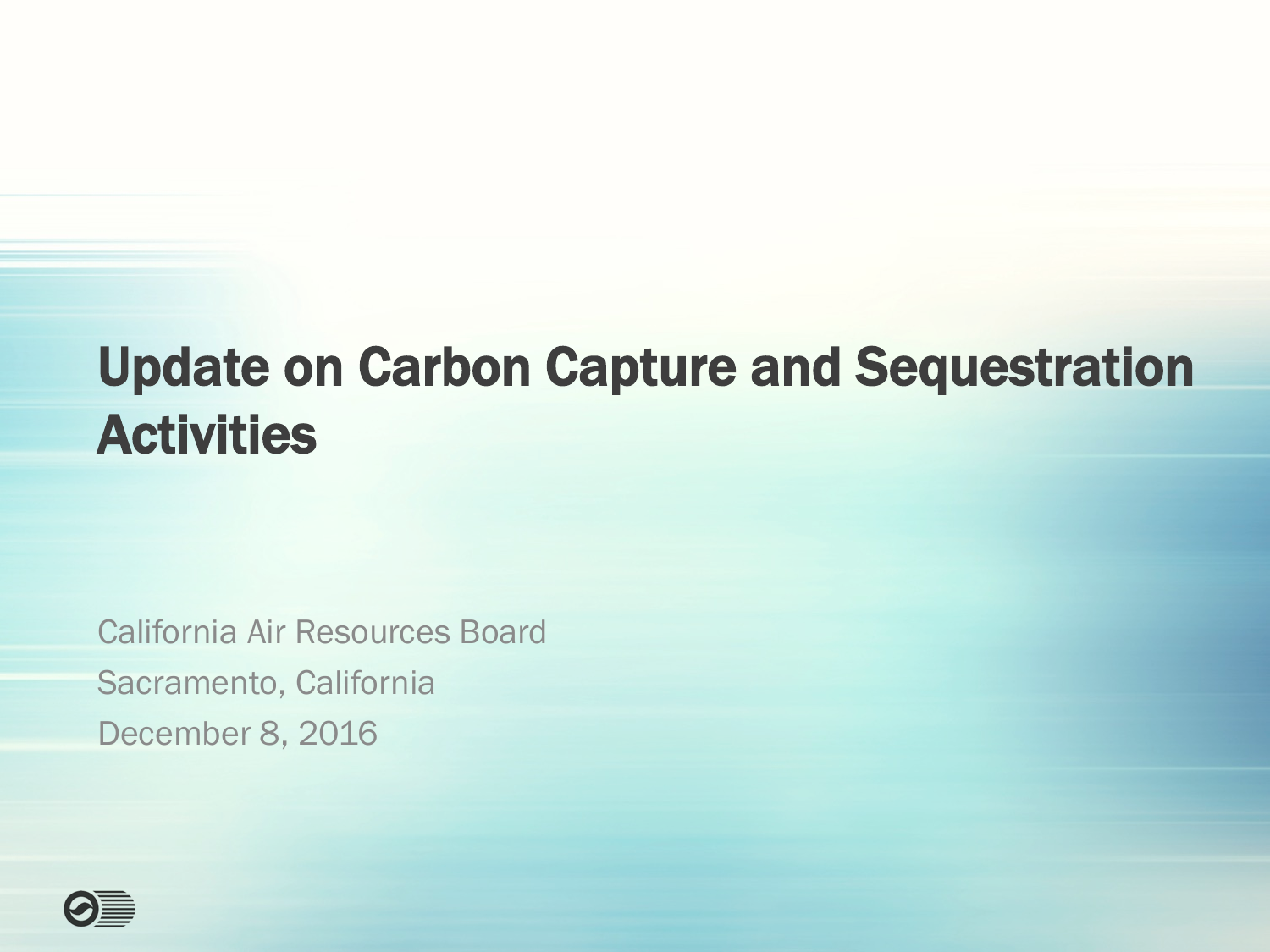# Update on Carbon Capture and Sequestration Activities

California Air Resources Board

Sacramento, California

December 8, 2016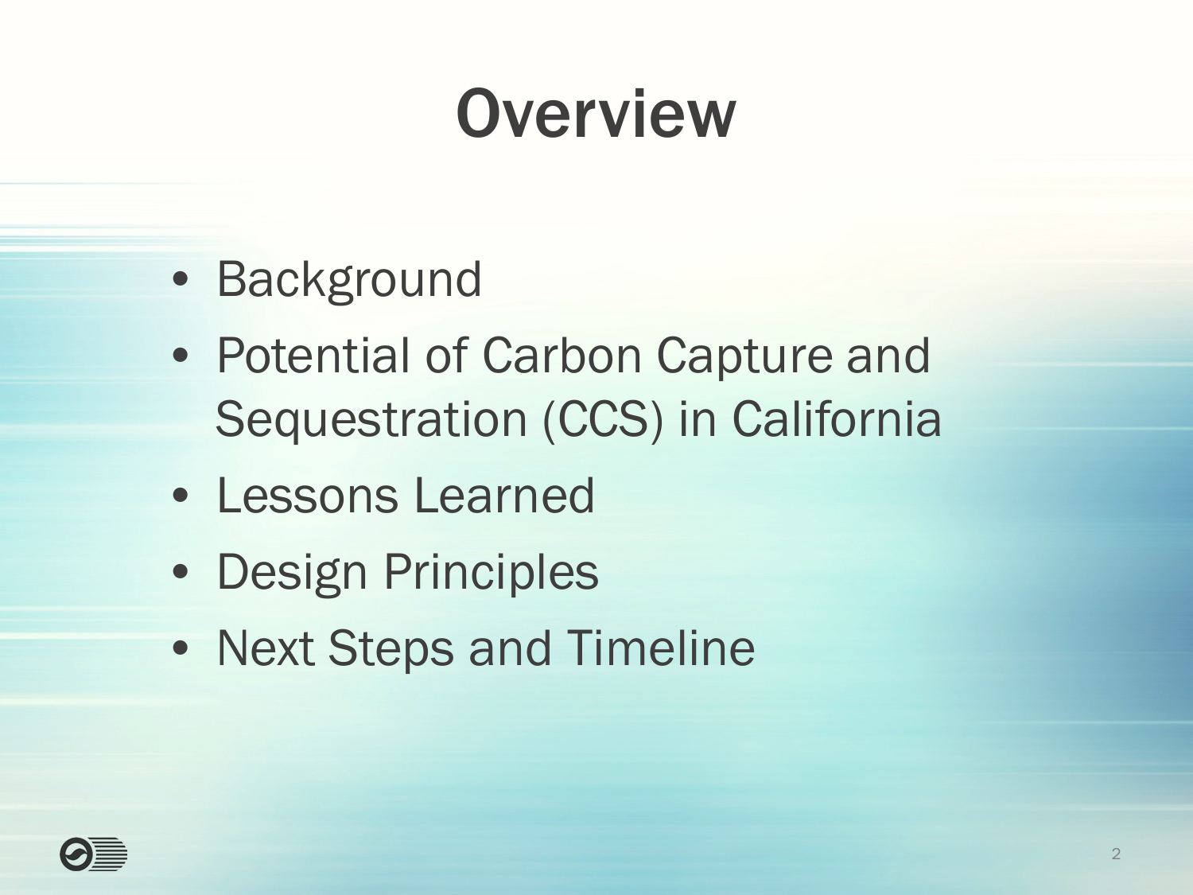# Overview

- Background
- Potential of Carbon Capture and Sequestration (CCS) in California
- Lessons Learned
- Design Principles
- Next Steps and Timeline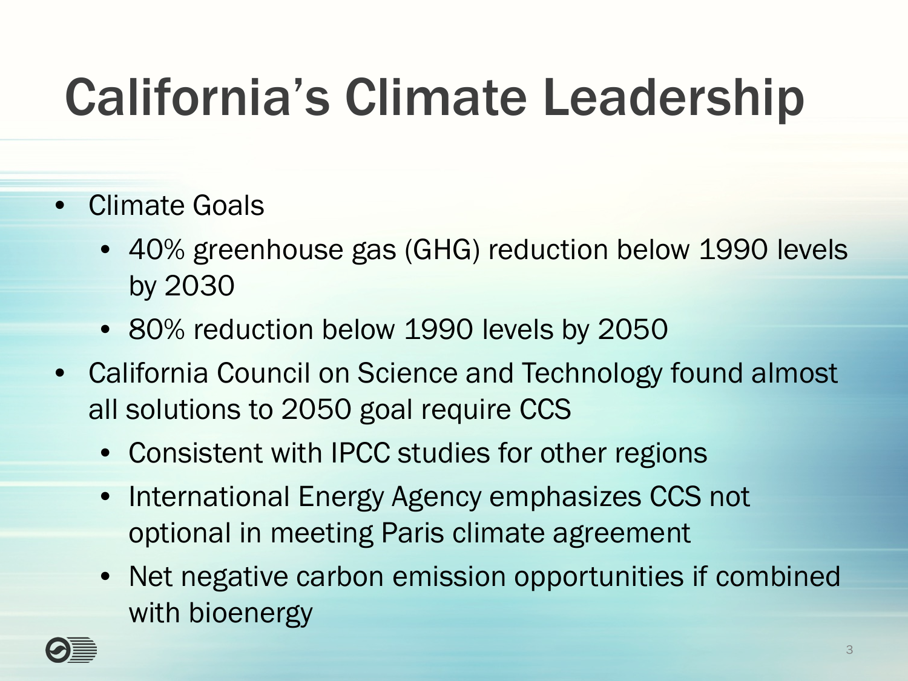# California's Climate Leadership

- Climate Goals
  - 40% greenhouse gas (GHG) reduction below 1990 levels by 2030
  - 80% reduction below 1990 levels by 2050
- California Council on Science and Technology found almost all solutions to 2050 goal require CCS
  - Consistent with IPCC studies for other regions
  - International Energy Agency emphasizes CCS not optional in meeting Paris climate agreement
  - Net negative carbon emission opportunities if combined with bioenergy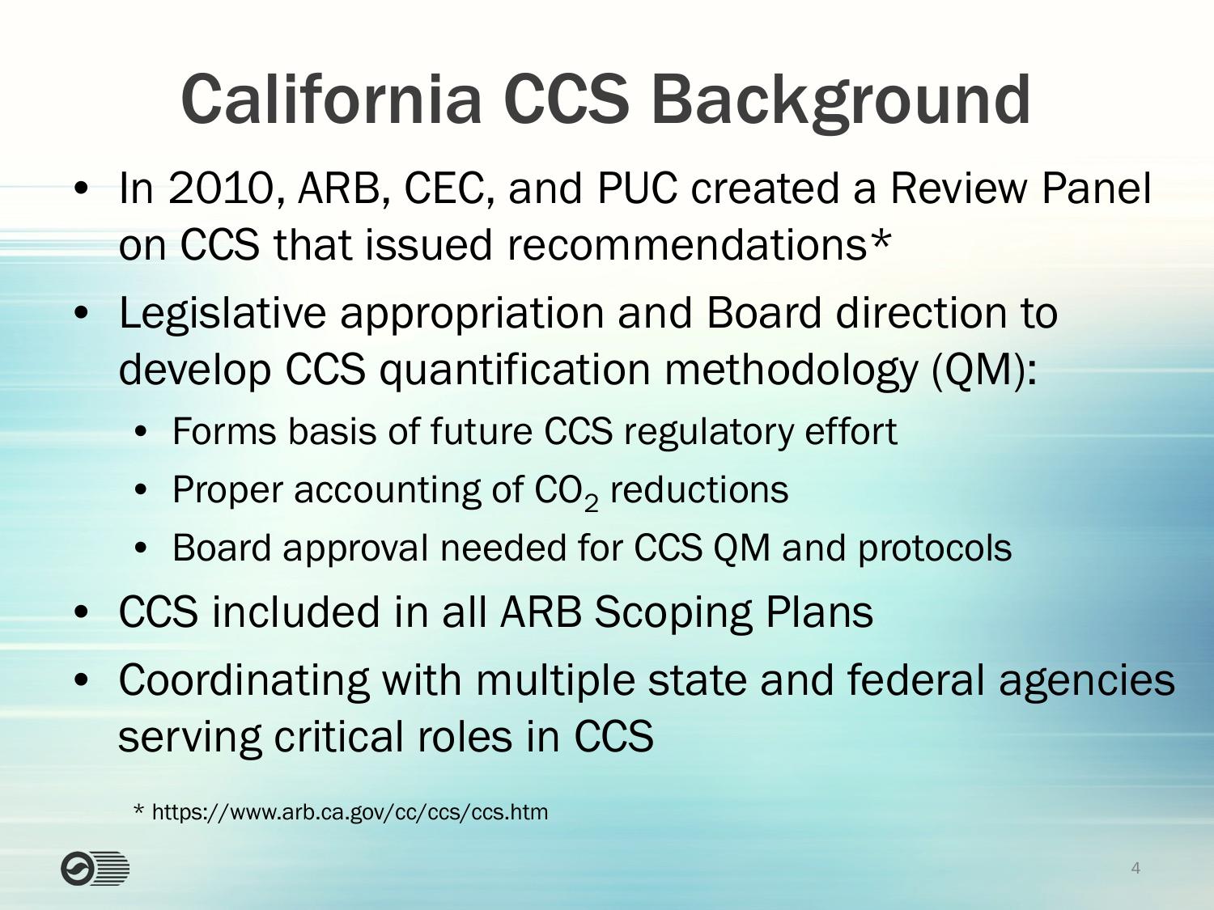# California CCS Background

- In 2010, ARB, CEC, and PUC created a Review Panel on CCS that issued recommendations*
- Legislative appropriation and Board direction to develop CCS quantification methodology (QM):
  - Forms basis of future CCS regulatory effort
  - Proper accounting of $CO_2$ reductions
  - Board approval needed for CCS QM and protocols
- CCS included in all ARB Scoping Plans
- Coordinating with multiple state and federal agencies serving critical roles in CCS

* https://www.arb.ca.gov/cc/ccs/ccs.htm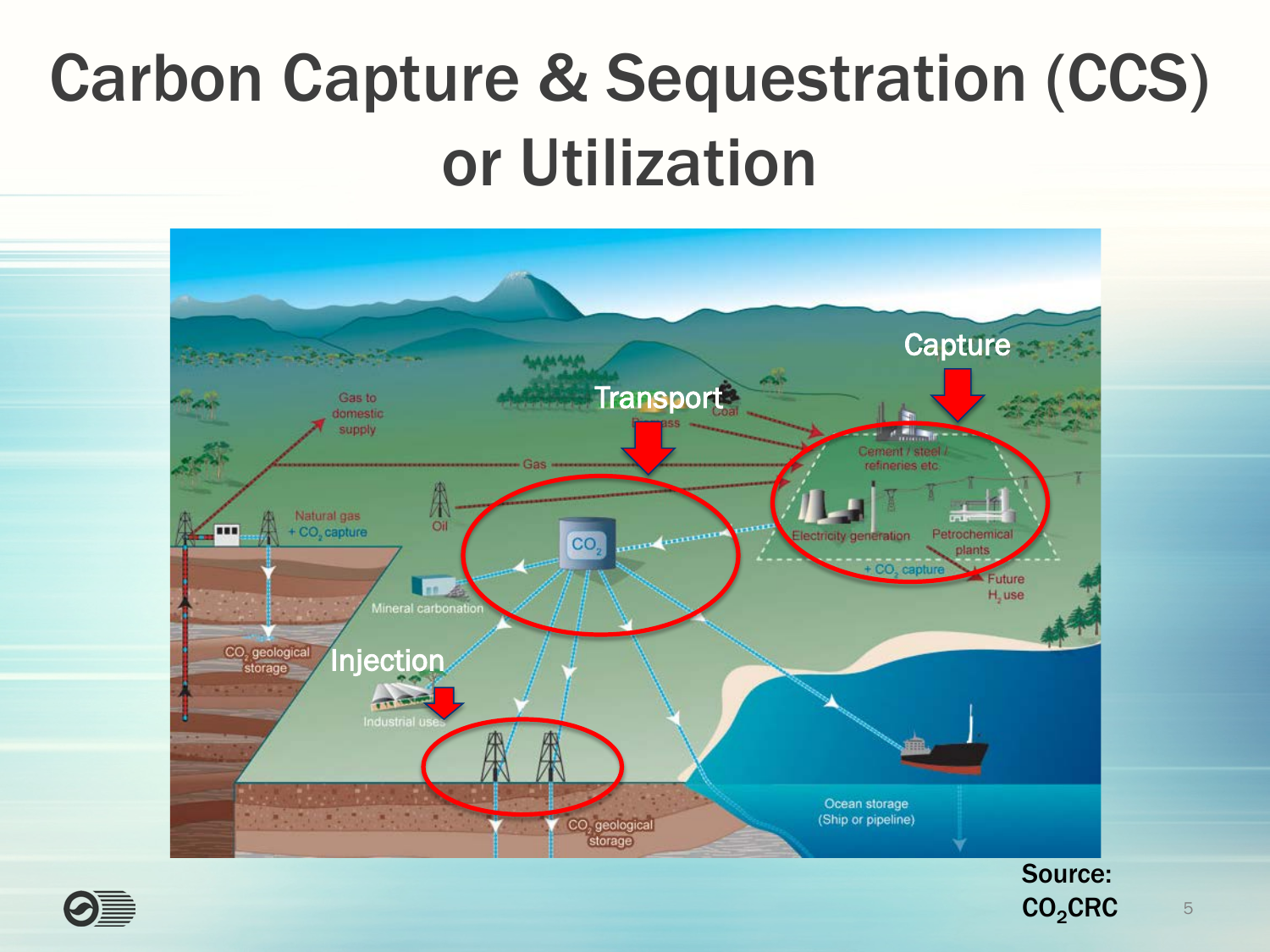# Carbon Capture & Sequestration (CCS) or Utilization

Capture

Transport

Injection

Gas to domestic supply

Biomass

Coal

Gas

Natural gas + $CO_2$ capture

Oil

Cement / steel / refineries etc.

Electricity generation

Petrochemical plants

+ $CO_2$ capture

Future $H_2$ use

$CO_2$

Mineral carbonation

$CO_2$ geological storage

Industrial uses

$CO_2$ geological storage

Ocean storage (Ship or pipeline)

Source: $CO_2$CRC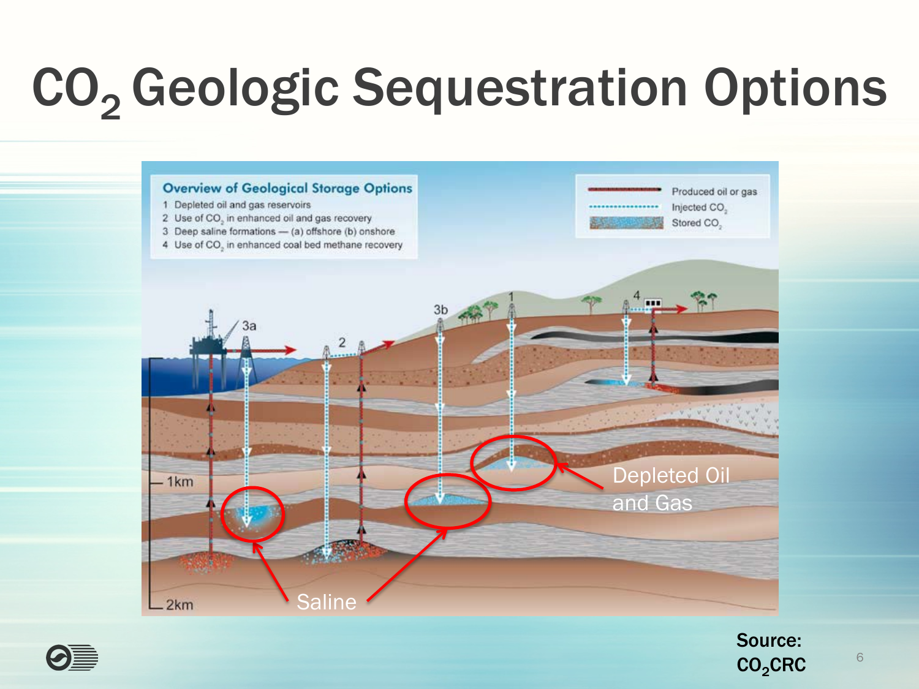# $CO_2$ Geologic Sequestration Options

**Overview of Geological Storage Options**

1. Depleted oil and gas reservoirs
2. Use of $CO_2$ in enhanced oil and gas recovery
3. Deep saline formations — (a) offshore (b) onshore
4. Use of $CO_2$ in enhanced coal bed methane recovery

Produced oil or gas
Injected $CO_2$
Stored $CO_2$

3a 2 3b 1 4

1km

2km

Saline

Depleted Oil and Gas

**Source: $CO_2$CRC**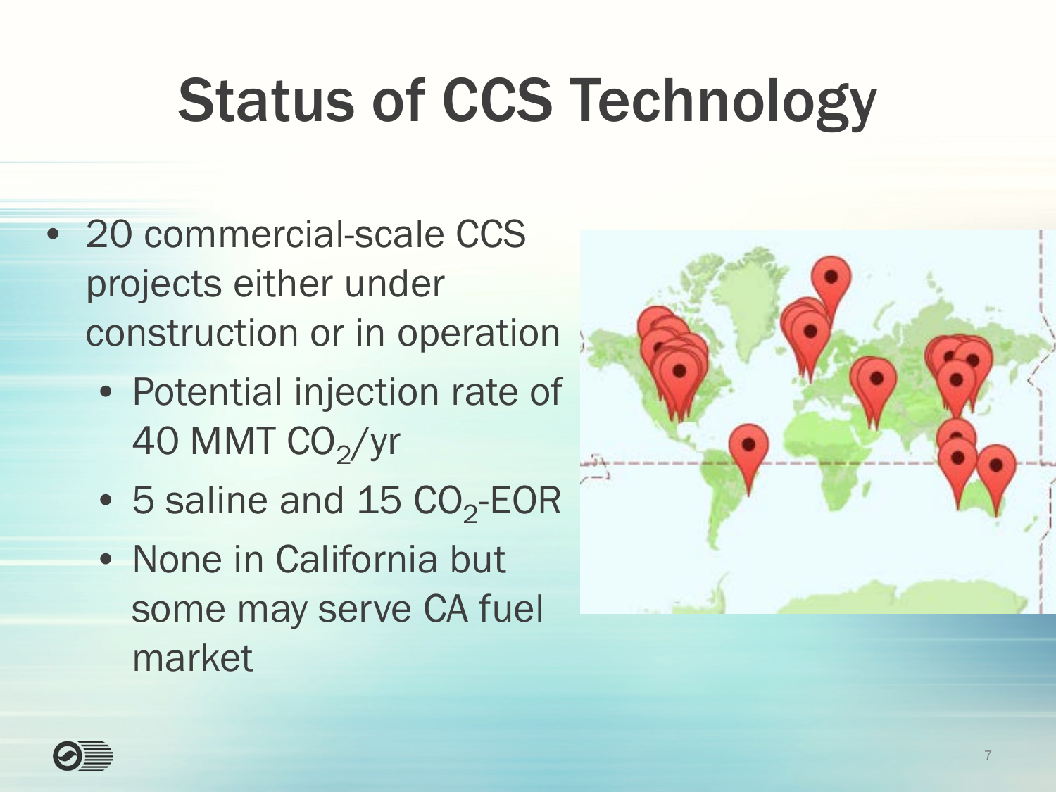# Status of CCS Technology

- 20 commercial-scale CCS projects either under construction or in operation
  - Potential injection rate of 40 MMT $CO_2$/yr
  - 5 saline and 15 $CO_2$-EOR
  - None in California but some may serve CA fuel market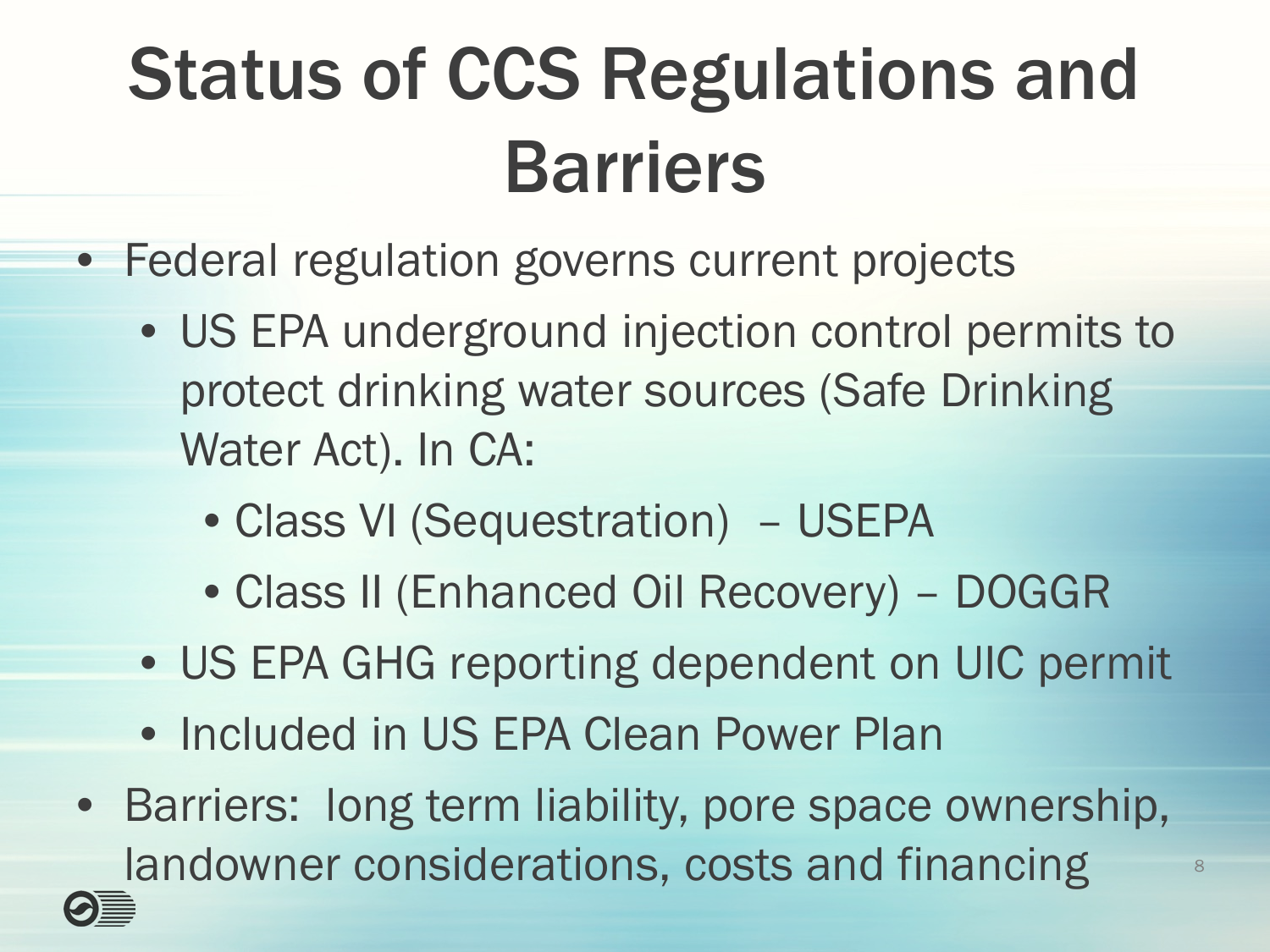# Status of CCS Regulations and Barriers

- Federal regulation governs current projects
  - US EPA underground injection control permits to protect drinking water sources (Safe Drinking Water Act). In CA:
    - Class VI (Sequestration) – USEPA
    - Class II (Enhanced Oil Recovery) – DOGGR
  - US EPA GHG reporting dependent on UIC permit
  - Included in US EPA Clean Power Plan
- Barriers: long term liability, pore space ownership, landowner considerations, costs and financing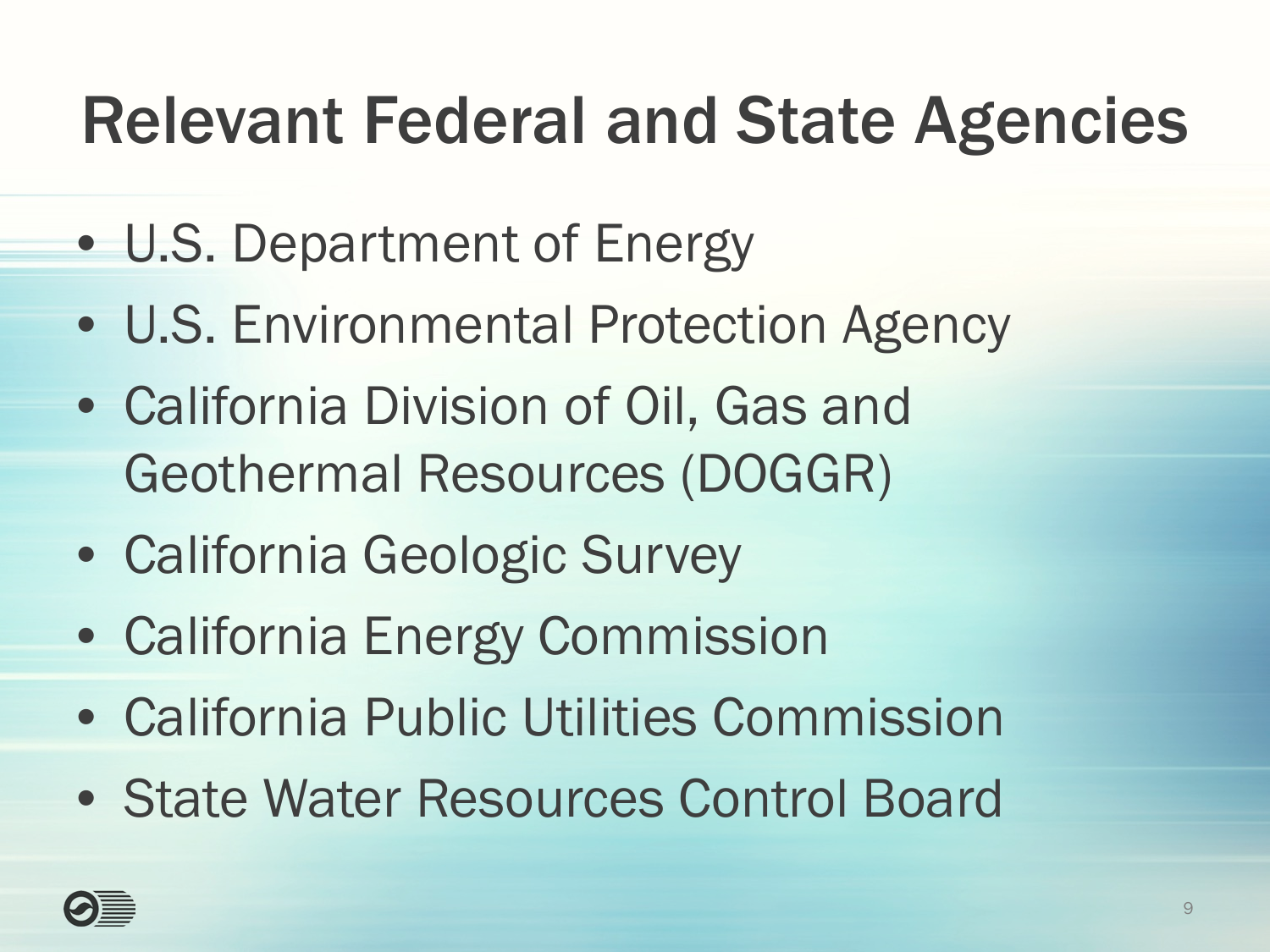# Relevant Federal and State Agencies

- U.S. Department of Energy
- U.S. Environmental Protection Agency
- California Division of Oil, Gas and Geothermal Resources (DOGGR)
- California Geologic Survey
- California Energy Commission
- California Public Utilities Commission
- State Water Resources Control Board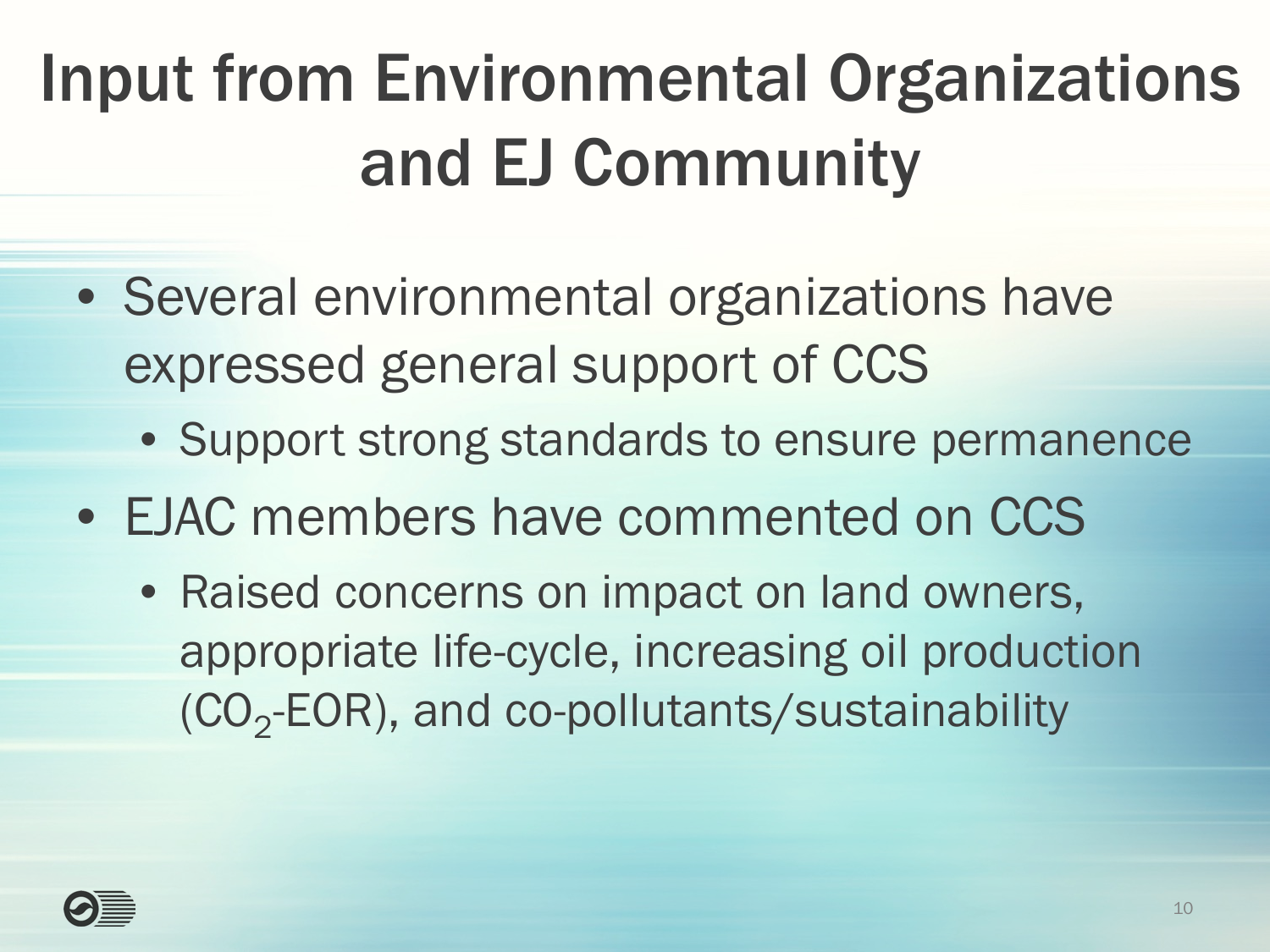# Input from Environmental Organizations and EJ Community

- Several environmental organizations have expressed general support of CCS
  - Support strong standards to ensure permanence
- EJAC members have commented on CCS
  - Raised concerns on impact on land owners, appropriate life-cycle, increasing oil production ($CO_2$-EOR), and co-pollutants/sustainability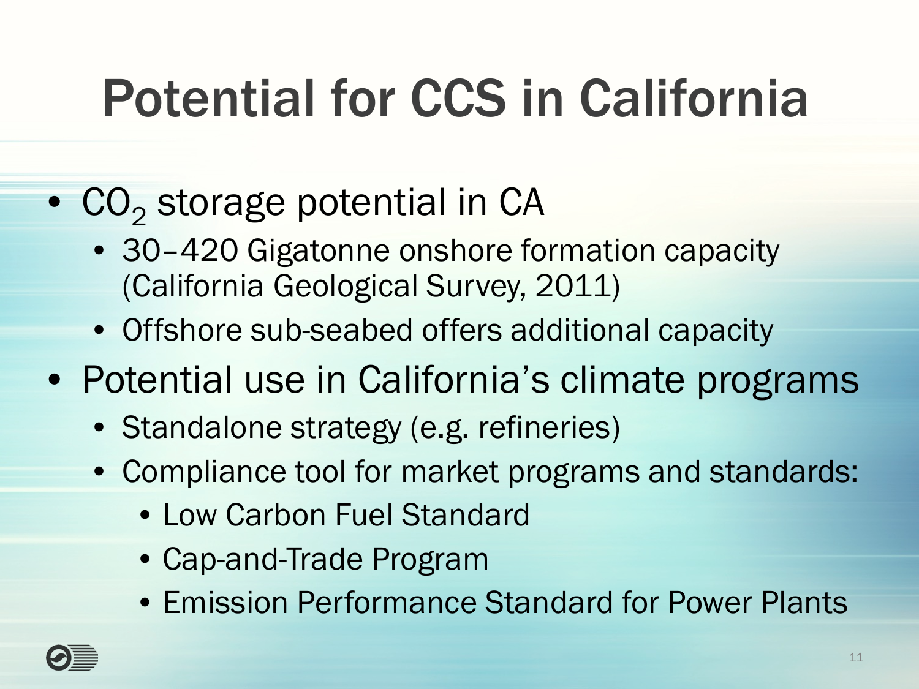# Potential for CCS in California

- $CO_2$ storage potential in CA
  - 30–420 Gigatonne onshore formation capacity (California Geological Survey, 2011)
  - Offshore sub-seabed offers additional capacity
- Potential use in California's climate programs
  - Standalone strategy (e.g. refineries)
  - Compliance tool for market programs and standards:
    - Low Carbon Fuel Standard
    - Cap-and-Trade Program
    - Emission Performance Standard for Power Plants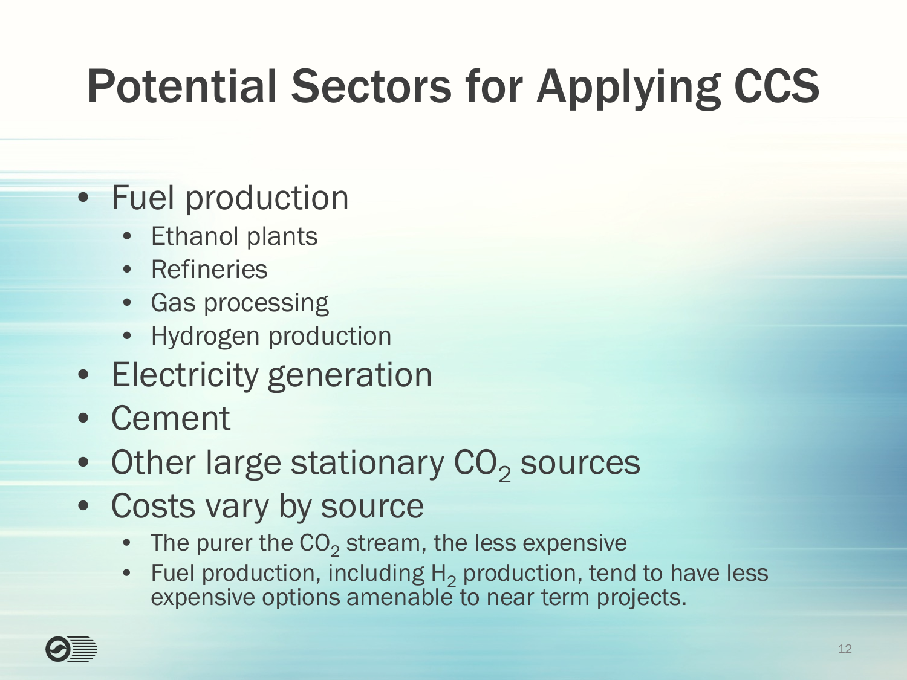# Potential Sectors for Applying CCS

- Fuel production
  - Ethanol plants
  - Refineries
  - Gas processing
  - Hydrogen production
- Electricity generation
- Cement
- Other large stationary $CO_2$ sources
- Costs vary by source
  - The purer the $CO_2$ stream, the less expensive
  - Fuel production, including $H_2$ production, tend to have less expensive options amenable to near term projects.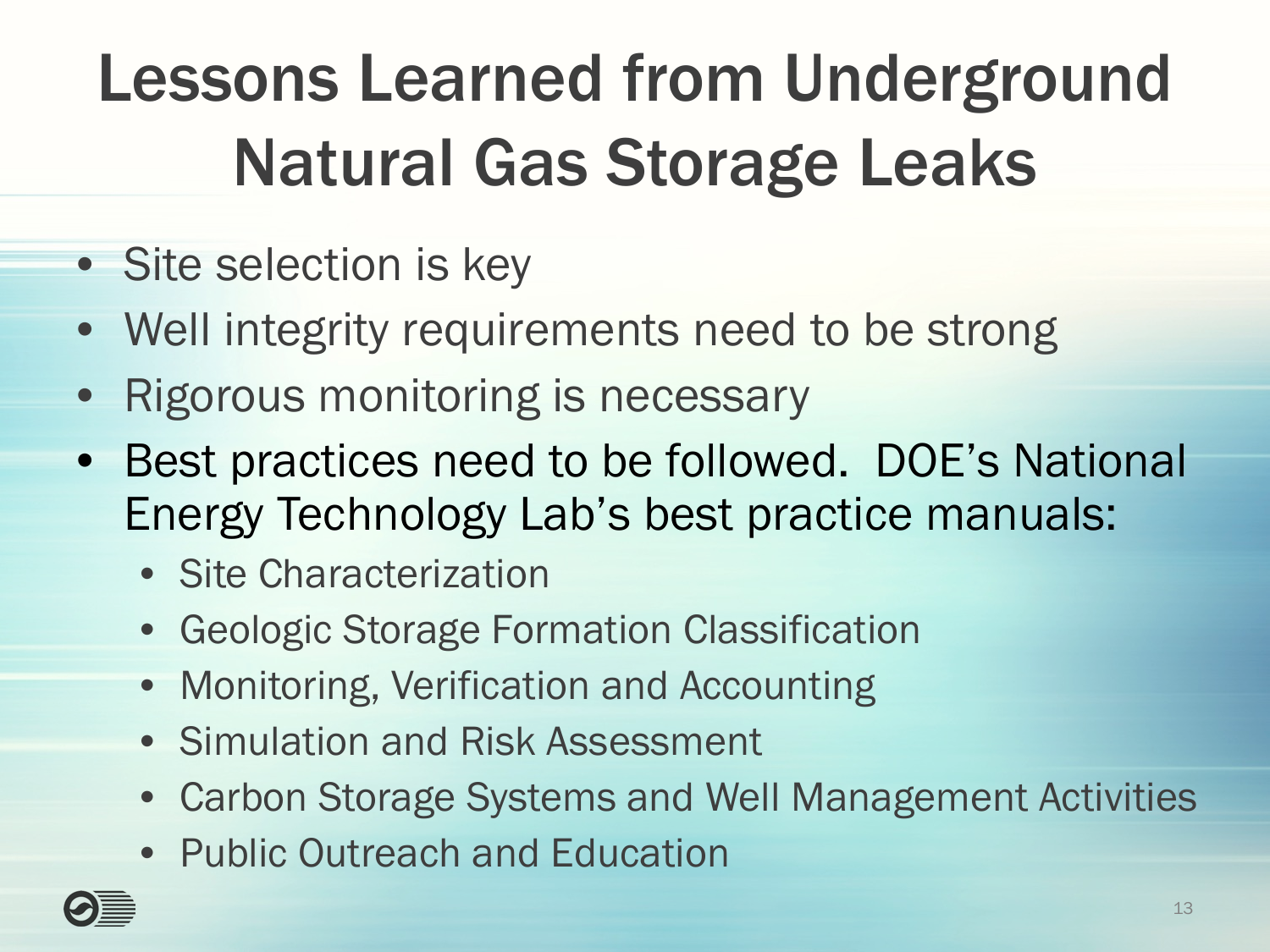# Lessons Learned from Underground Natural Gas Storage Leaks

- Site selection is key
- Well integrity requirements need to be strong
- Rigorous monitoring is necessary
- Best practices need to be followed. DOE's National Energy Technology Lab's best practice manuals:
  - Site Characterization
  - Geologic Storage Formation Classification
  - Monitoring, Verification and Accounting
  - Simulation and Risk Assessment
  - Carbon Storage Systems and Well Management Activities
  - Public Outreach and Education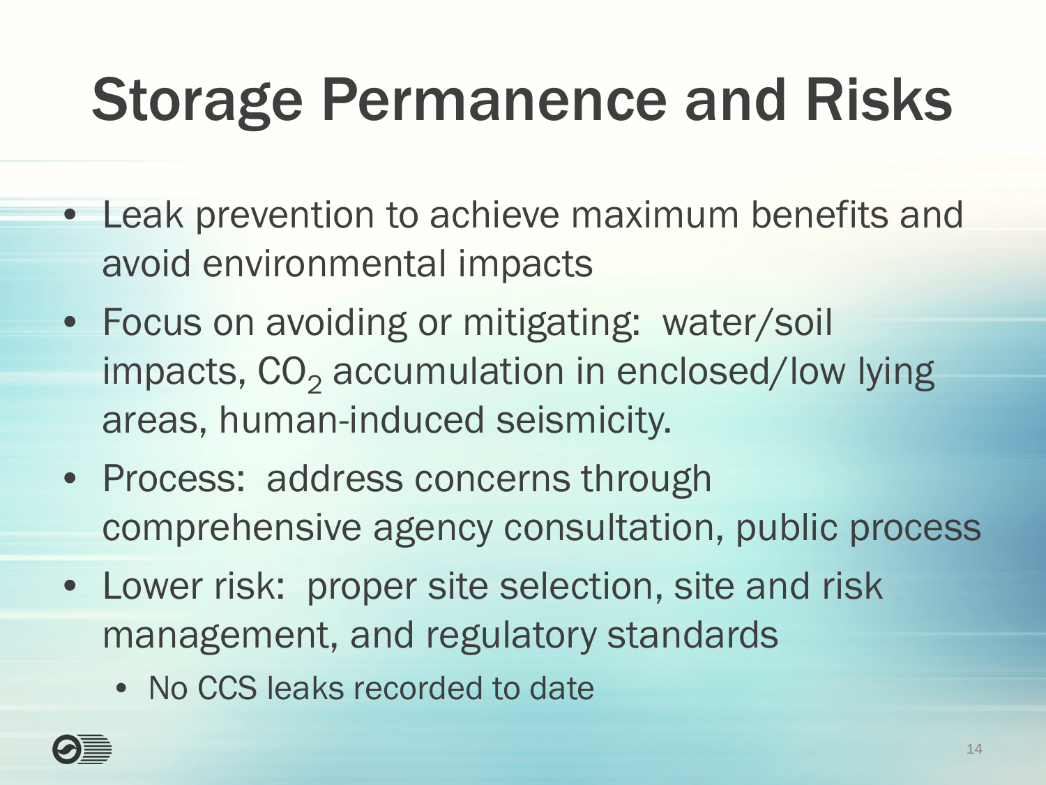# Storage Permanence and Risks

- Leak prevention to achieve maximum benefits and avoid environmental impacts
- Focus on avoiding or mitigating: water/soil impacts, $CO_2$ accumulation in enclosed/low lying areas, human-induced seismicity.
- Process: address concerns through comprehensive agency consultation, public process
- Lower risk: proper site selection, site and risk management, and regulatory standards
  - No CCS leaks recorded to date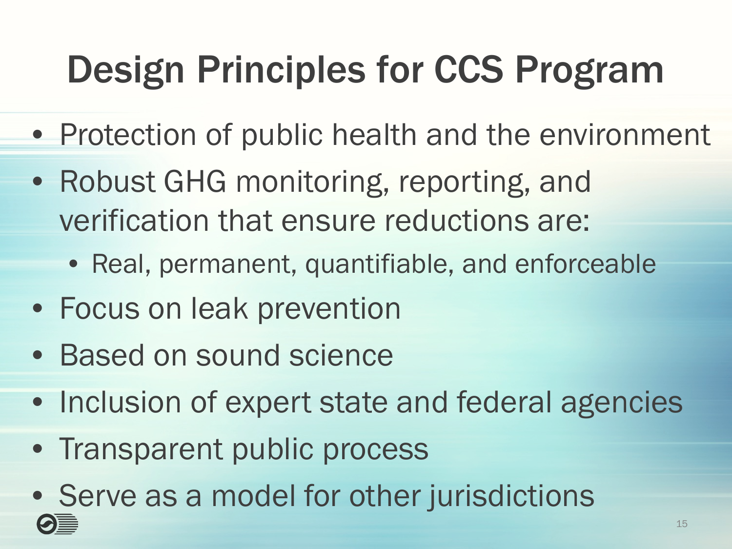# Design Principles for CCS Program

- Protection of public health and the environment
- Robust GHG monitoring, reporting, and verification that ensure reductions are:
  - Real, permanent, quantifiable, and enforceable
- Focus on leak prevention
- Based on sound science
- Inclusion of expert state and federal agencies
- Transparent public process
- Serve as a model for other jurisdictions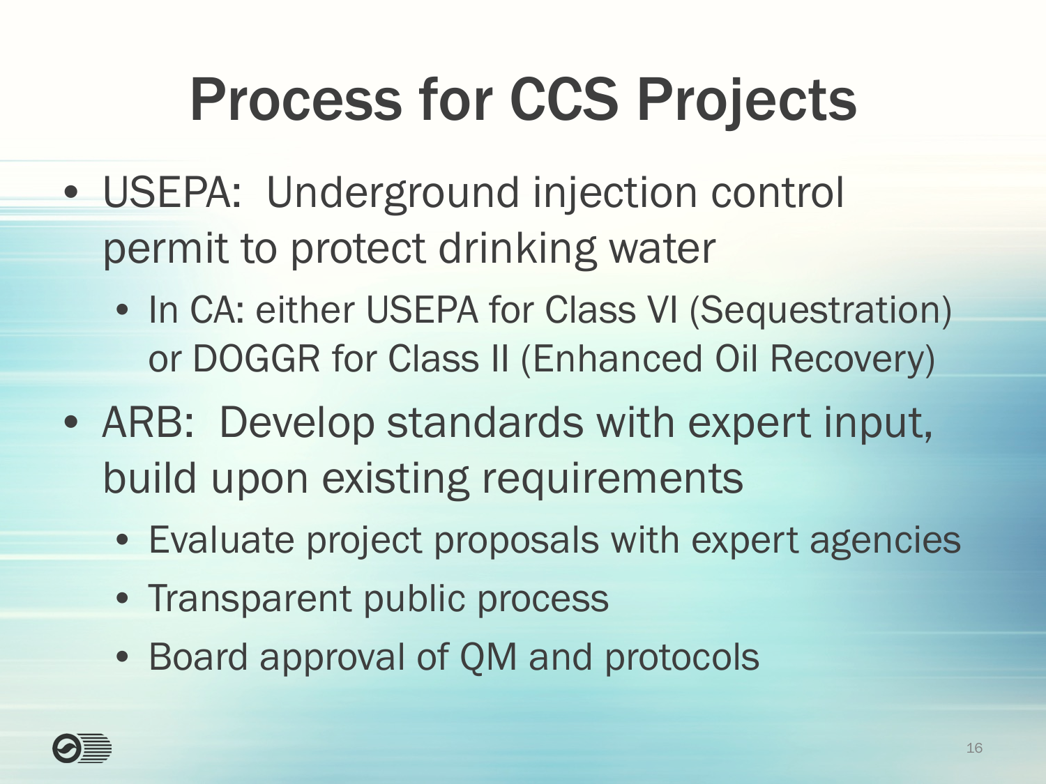# Process for CCS Projects

- USEPA: Underground injection control permit to protect drinking water
  - In CA: either USEPA for Class VI (Sequestration) or DOGGR for Class II (Enhanced Oil Recovery)
- ARB: Develop standards with expert input, build upon existing requirements
  - Evaluate project proposals with expert agencies
  - Transparent public process
  - Board approval of QM and protocols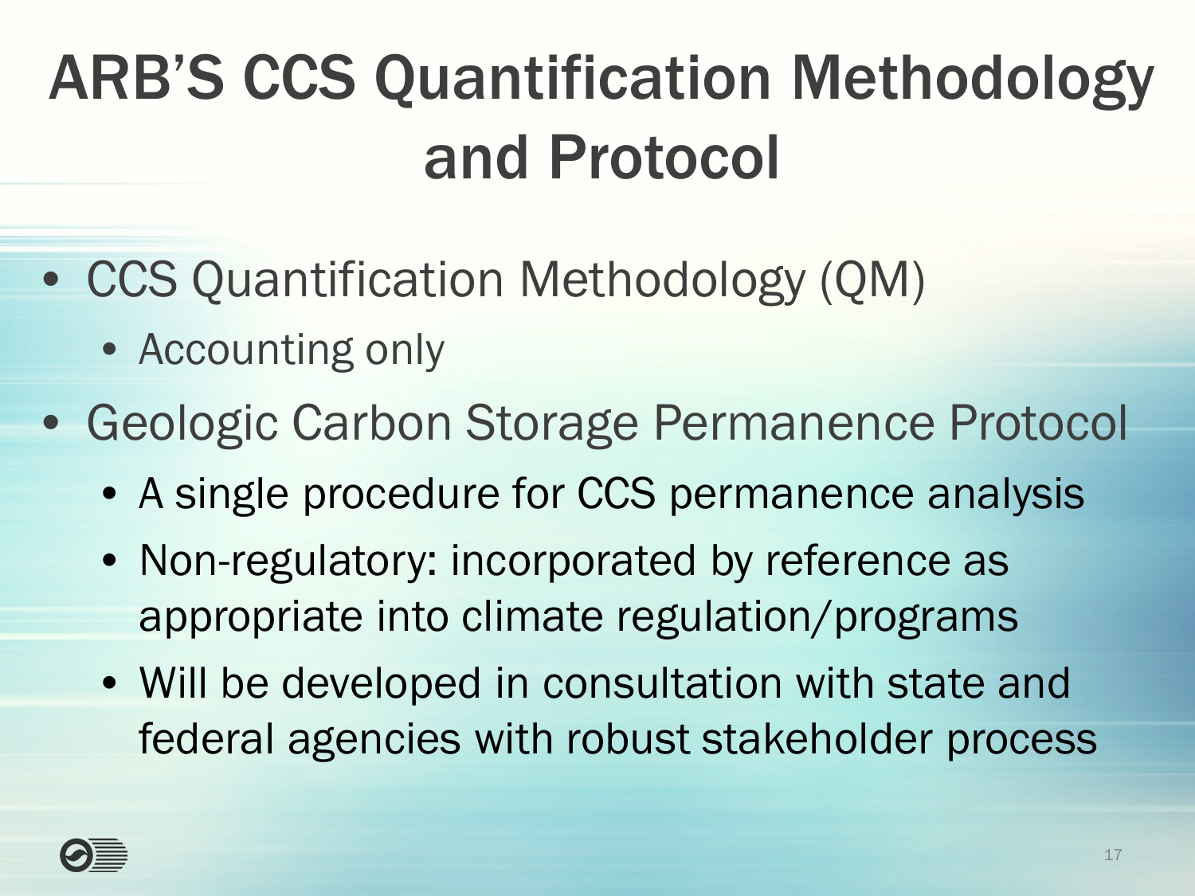# ARB'S CCS Quantification Methodology and Protocol

- CCS Quantification Methodology (QM)
  - Accounting only
- Geologic Carbon Storage Permanence Protocol
  - A single procedure for CCS permanence analysis
  - Non-regulatory: incorporated by reference as appropriate into climate regulation/programs
  - Will be developed in consultation with state and federal agencies with robust stakeholder process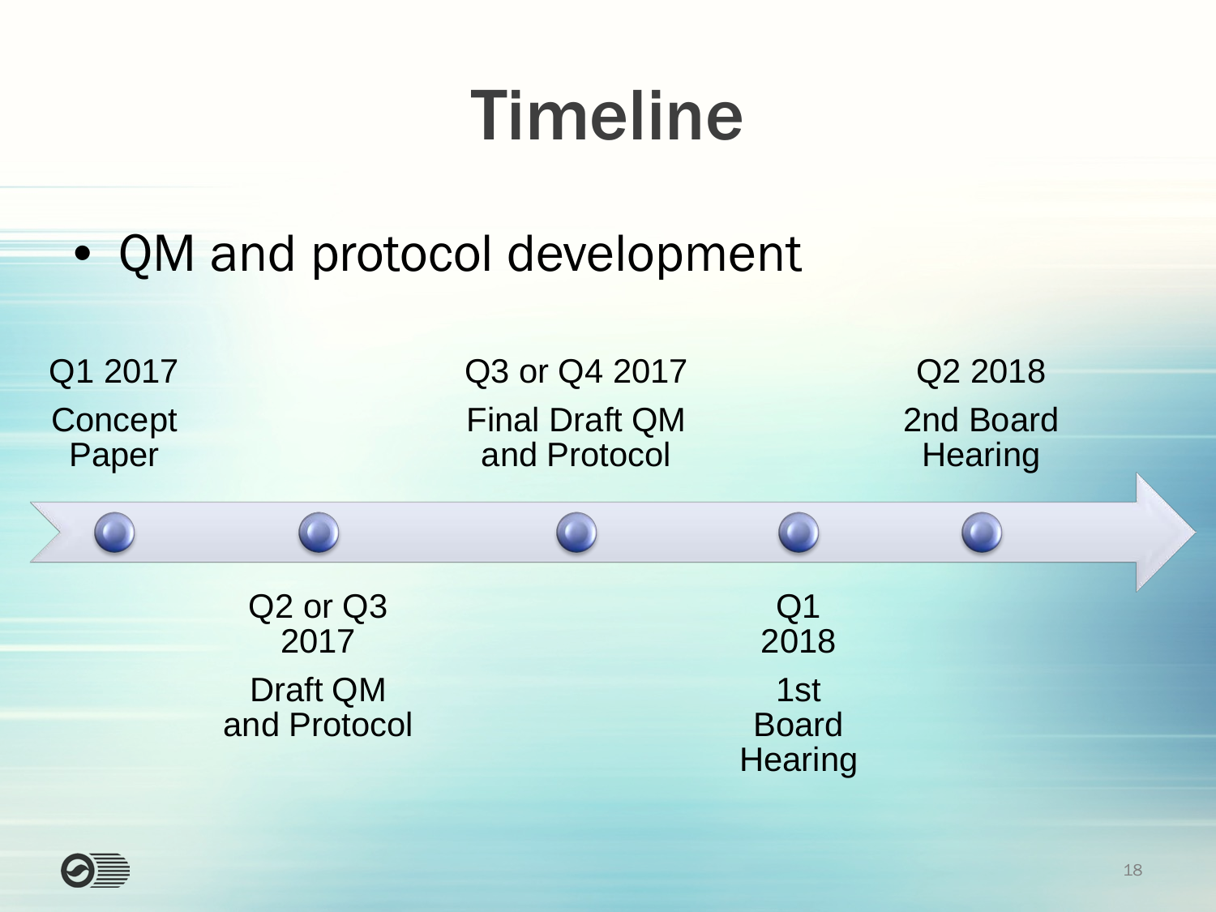# Timeline

- QM and protocol development

| Date | Milestone |
| --- | --- |
| Q1 2017 | Concept Paper |
| Q2 or Q3 2017 | Draft QM and Protocol |
| Q3 or Q4 2017 | Final Draft QM and Protocol |
| Q1 2018 | 1st Board Hearing |
| Q2 2018 | 2nd Board Hearing |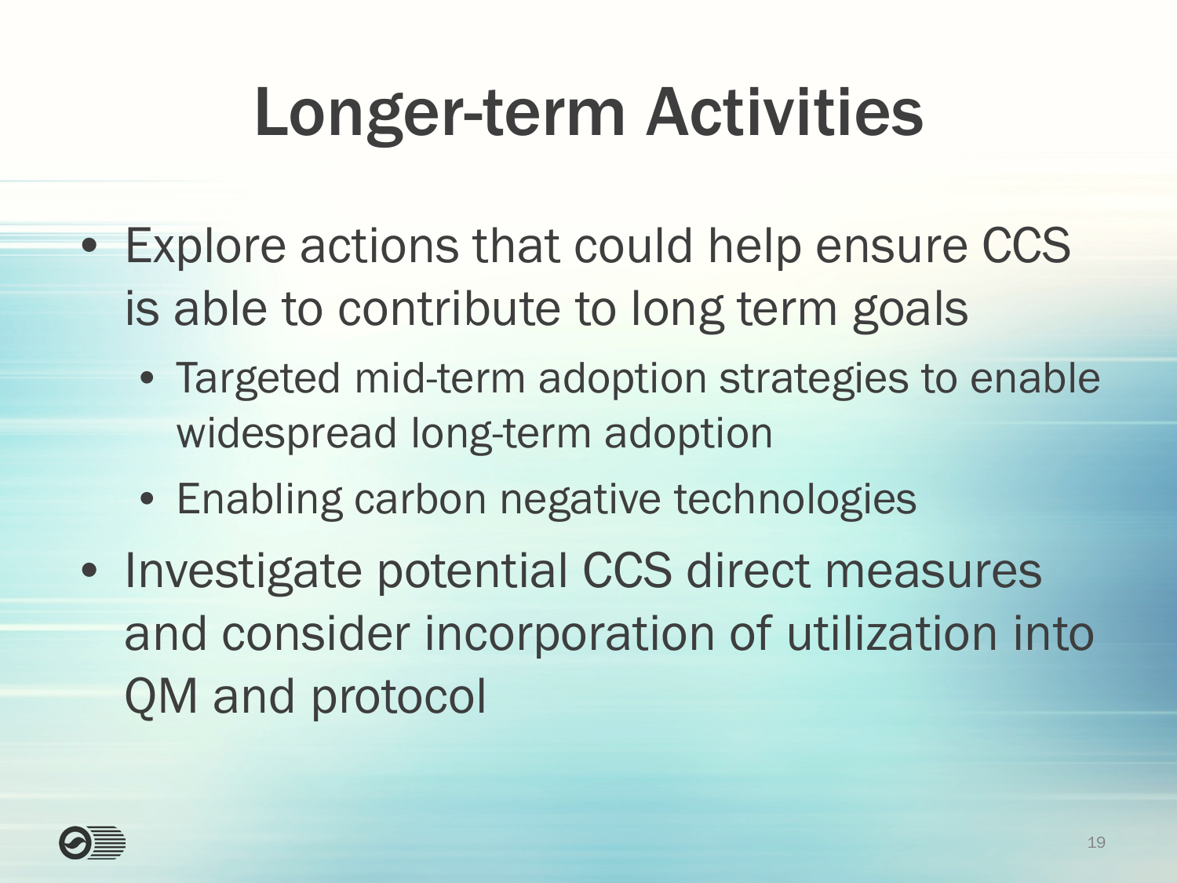# Longer-term Activities

- Explore actions that could help ensure CCS is able to contribute to long term goals
  - Targeted mid-term adoption strategies to enable widespread long-term adoption
  - Enabling carbon negative technologies
- Investigate potential CCS direct measures and consider incorporation of utilization into QM and protocol